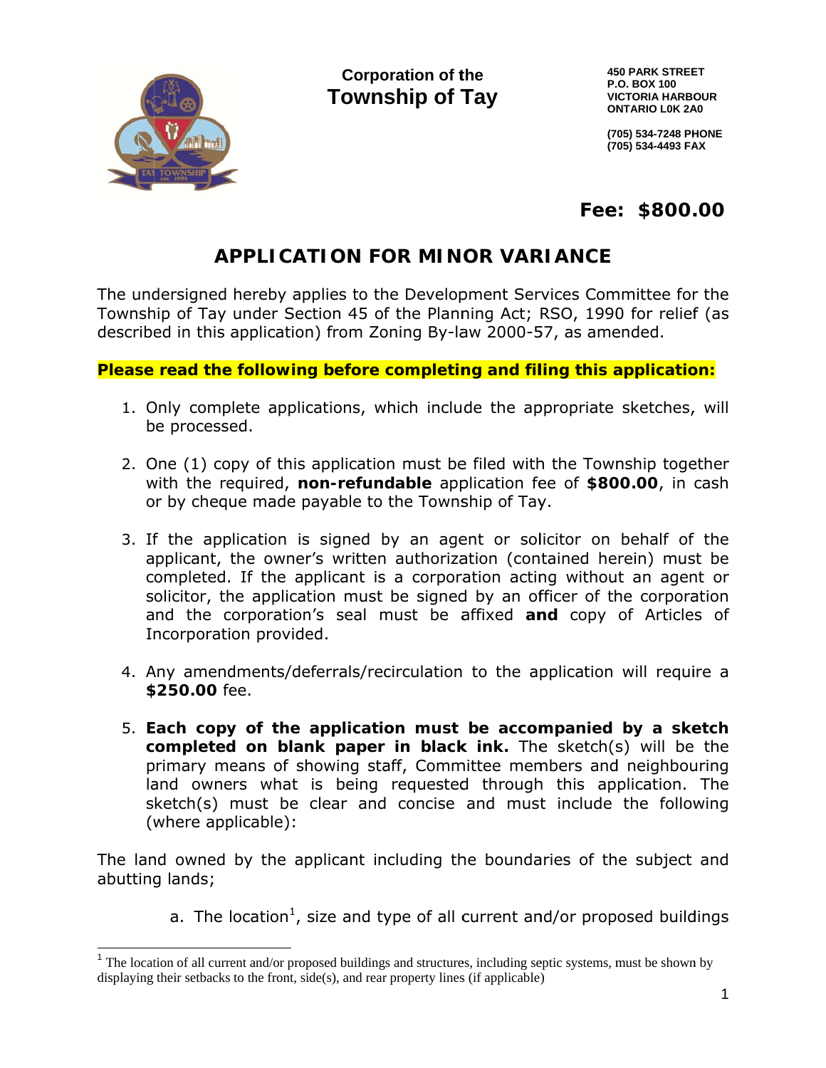**Corporation of the**
**Township of Tay**

**450 PARK STREET**
**P.O. BOX 100**
**VICTORIA HARBOUR**
**ONTARIO L0K 2A0**

**(705) 534-7248 PHONE**
**(705) 534-4493 FAX**

**Fee: $800.00**

# APPLICATION FOR MINOR VARIANCE

The undersigned hereby applies to the Development Services Committee for the Township of Tay under Section 45 of the Planning Act; RSO, 1990 for relief (as described in this application) from Zoning By-law 2000-57, as amended.

**Please read the following before completing and filing this application:**

1. Only complete applications, which include the appropriate sketches, will be processed.

2. One (1) copy of this application must be filed with the Township together with the required, **non-refundable** application fee of **$800.00**, in cash or by cheque made payable to the Township of Tay.

3. If the application is signed by an agent or solicitor on behalf of the applicant, the owner's written authorization (contained herein) must be completed. If the applicant is a corporation acting without an agent or solicitor, the application must be signed by an officer of the corporation and the corporation's seal must be affixed **and** copy of Articles of Incorporation provided.

4. Any amendments/deferrals/recirculation to the application will require a **$250.00** fee.

5. **Each copy of the application must be accompanied by a sketch completed on blank paper in black ink.** The sketch(s) will be the primary means of showing staff, Committee members and neighbouring land owners what is being requested through this application. The sketch(s) must be clear and concise and must include the following (where applicable):

The land owned by the applicant including the boundaries of the subject and abutting lands;

   a. The location[1], size and type of all current and/or proposed buildings

[1] The location of all current and/or proposed buildings and structures, including septic systems, must be shown by displaying their setbacks to the front, side(s), and rear property lines (if applicable)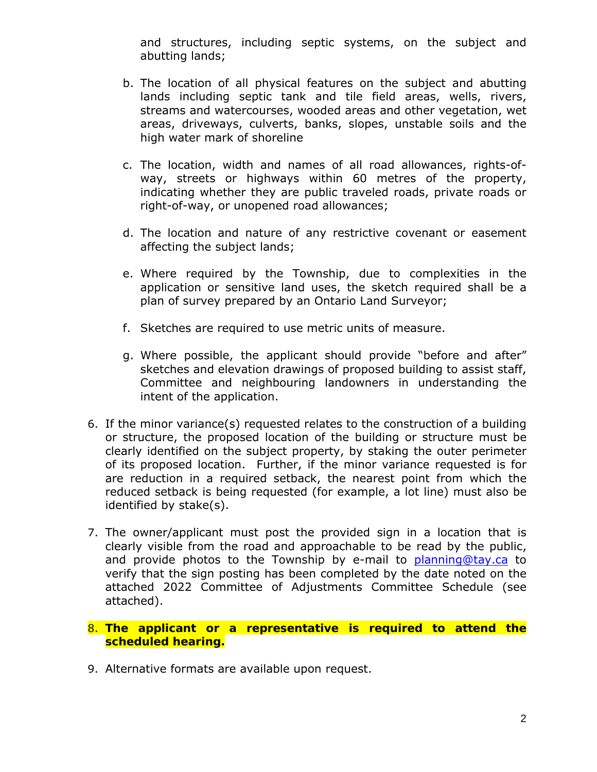and structures, including septic systems, on the subject and abutting lands;

b. The location of all physical features on the subject and abutting lands including septic tank and tile field areas, wells, rivers, streams and watercourses, wooded areas and other vegetation, wet areas, driveways, culverts, banks, slopes, unstable soils and the high water mark of shoreline

c. The location, width and names of all road allowances, rights-of-way, streets or highways within 60 metres of the property, indicating whether they are public traveled roads, private roads or right-of-way, or unopened road allowances;

d. The location and nature of any restrictive covenant or easement affecting the subject lands;

e. Where required by the Township, due to complexities in the application or sensitive land uses, the sketch required shall be a plan of survey prepared by an Ontario Land Surveyor;

f. Sketches are required to use metric units of measure.

g. Where possible, the applicant should provide "before and after" sketches and elevation drawings of proposed building to assist staff, Committee and neighbouring landowners in understanding the intent of the application.

6. If the minor variance(s) requested relates to the construction of a building or structure, the proposed location of the building or structure must be clearly identified on the subject property, by staking the outer perimeter of its proposed location. Further, if the minor variance requested is for are reduction in a required setback, the nearest point from which the reduced setback is being requested (for example, a lot line) must also be identified by stake(s).

7. The owner/applicant must post the provided sign in a location that is clearly visible from the road and approachable to be read by the public, and provide photos to the Township by e-mail to planning@tay.ca to verify that the sign posting has been completed by the date noted on the attached 2022 Committee of Adjustments Committee Schedule (see attached).

8. **The applicant or a representative is required to attend the scheduled hearing.**

9. Alternative formats are available upon request.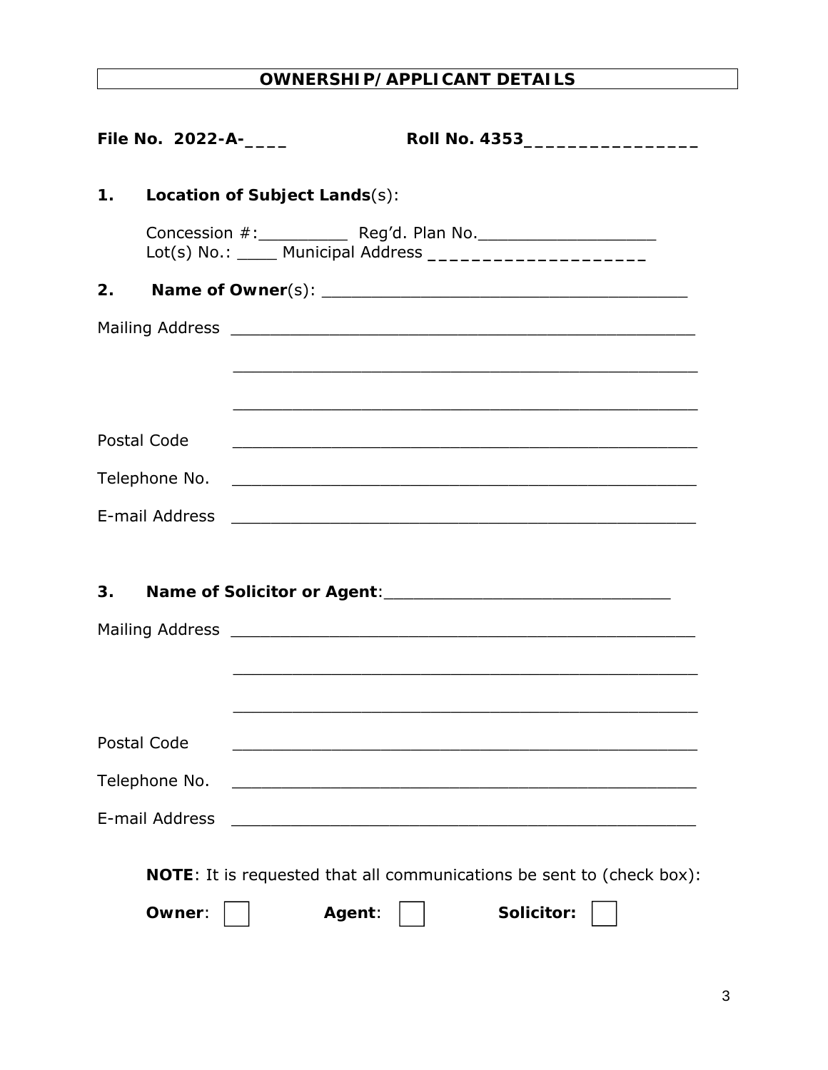## OWNERSHIP/APPLICANT DETAILS

**File No. 2022-A-____** **Roll No. 4353________________**

**1. Location of Subject Lands**(s):

Concession #:__________ Reg'd. Plan No.___________________
Lot(s) No.: ____ Municipal Address ____________________

**2. Name of Owner**(s): ______________________________________

Mailing Address __________________________________________________

__________________________________________________

__________________________________________________

Postal Code __________________________________________________

Telephone No. __________________________________________________

E-mail Address __________________________________________________

**3. Name of Solicitor or Agent**:______________________________

Mailing Address __________________________________________________

__________________________________________________

__________________________________________________

Postal Code __________________________________________________

Telephone No. __________________________________________________

E-mail Address __________________________________________________

**NOTE**: It is requested that all communications be sent to (check box):

**Owner**: ☐ **Agent**: ☐ **Solicitor:** ☐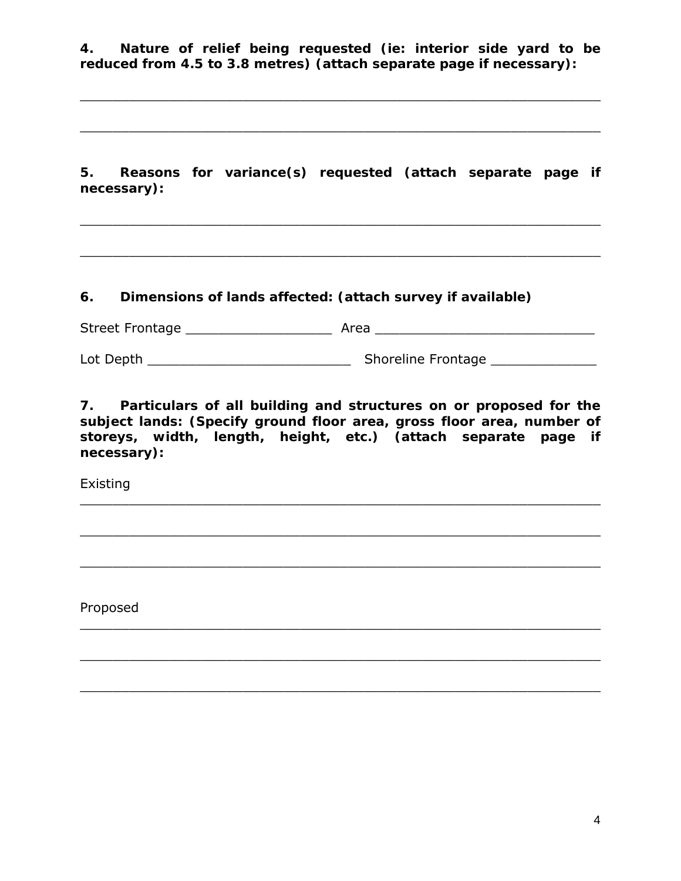**4. Nature of relief being requested (ie: interior side yard to be reduced from 4.5 to 3.8 metres) (attach separate page if necessary):**

_______________________________________________________________

_______________________________________________________________

**5. Reasons for variance(s) requested (attach separate page if necessary):**

_______________________________________________________________

_______________________________________________________________

**6. Dimensions of lands affected: (attach survey if available)**

Street Frontage ___________________ Area ____________________________

Lot Depth __________________________ Shoreline Frontage _____________

**7. Particulars of all building and structures on or proposed for the subject lands: (Specify ground floor area, gross floor area, number of storeys, width, length, height, etc.) (attach separate page if necessary):**

Existing

_______________________________________________________________

_______________________________________________________________

_______________________________________________________________

Proposed

_______________________________________________________________

_______________________________________________________________

_______________________________________________________________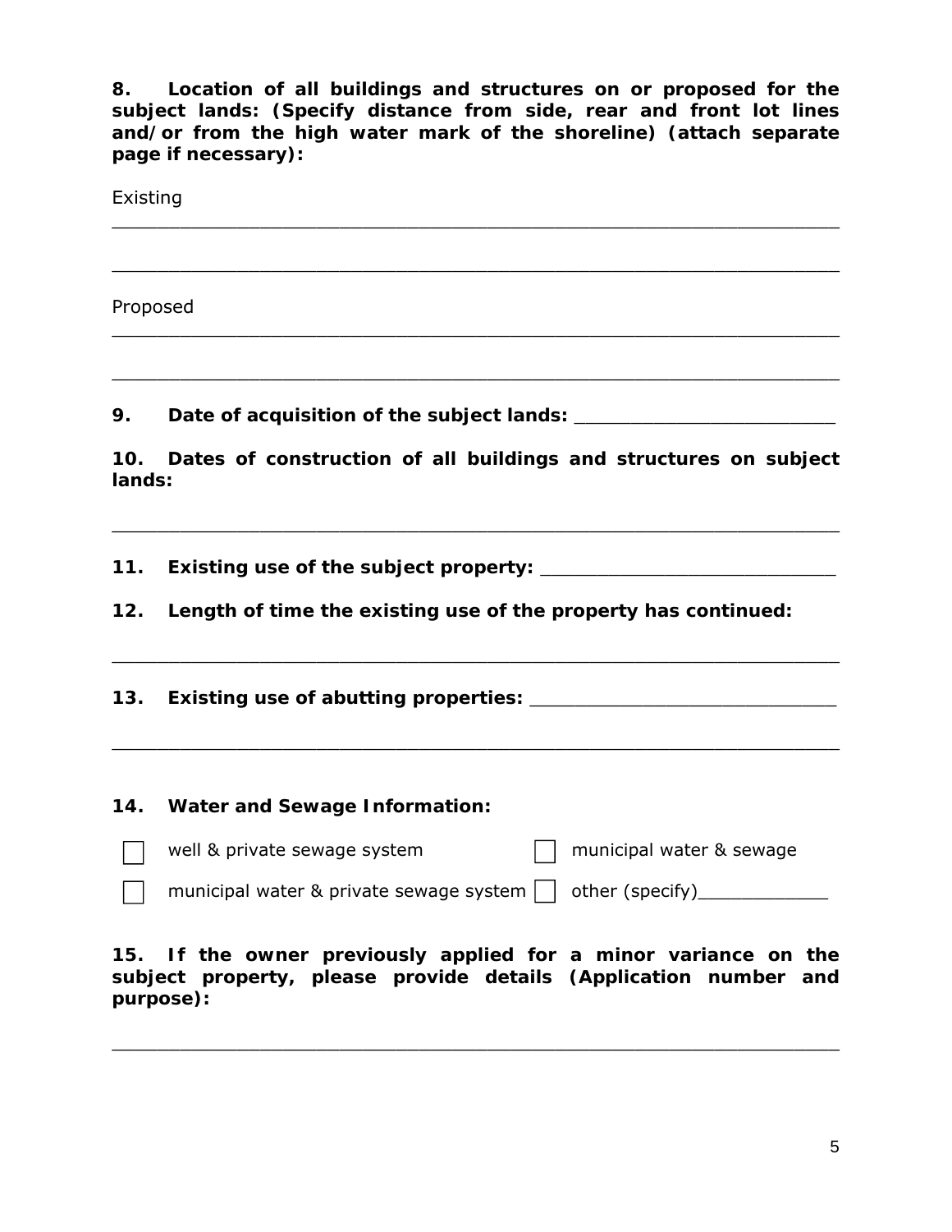**8. Location of all buildings and structures on or proposed for the subject lands: (Specify distance from side, rear and front lot lines and/or from the high water mark of the shoreline) (attach separate page if necessary):**

Existing

_______________________________________________________________

_______________________________________________________________

Proposed

_______________________________________________________________

_______________________________________________________________

**9. Date of acquisition of the subject lands:** _______________________

**10. Dates of construction of all buildings and structures on subject lands:**

_______________________________________________________________

**11. Existing use of the subject property:** _________________________

**12. Length of time the existing use of the property has continued:**

_______________________________________________________________

**13. Existing use of abutting properties:** __________________________

_______________________________________________________________

**14. Water and Sewage Information:**

- ☐ well & private sewage system
- ☐ municipal water & sewage
- ☐ municipal water & private sewage system
- ☐ other (specify)____________

**15. If the owner previously applied for a minor variance on the subject property, please provide details (Application number and purpose):**

_______________________________________________________________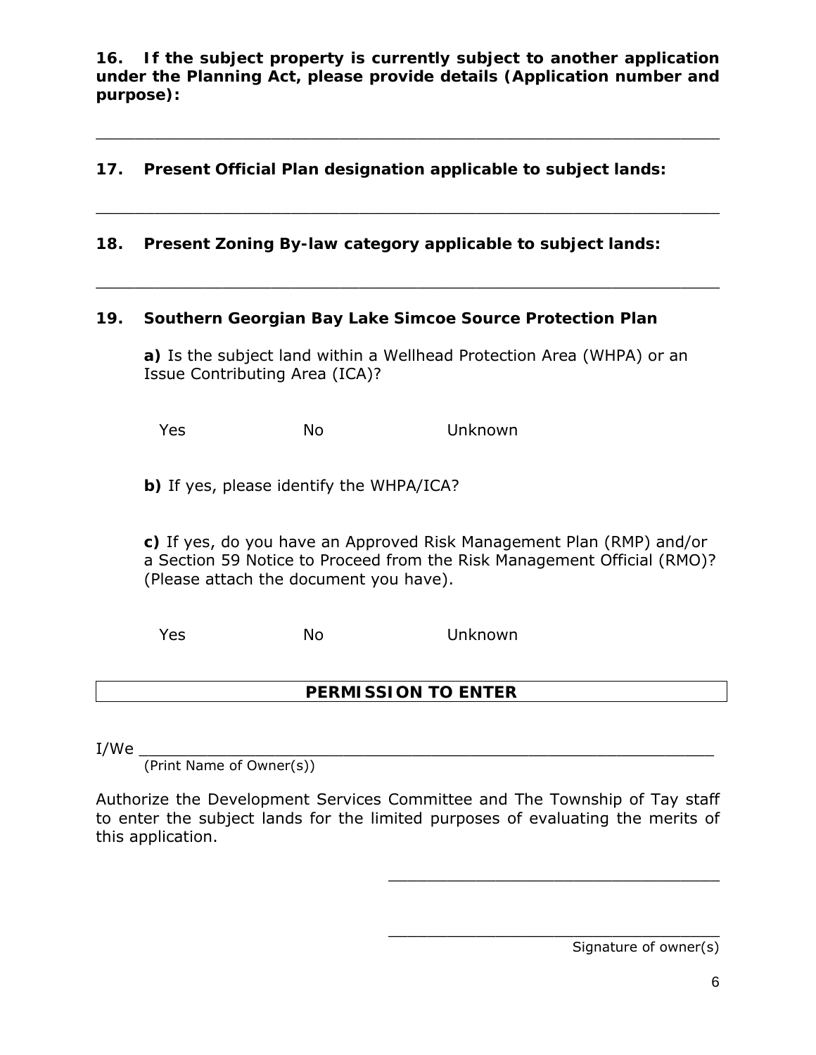**16. If the subject property is currently subject to another application under the Planning Act, please provide details (Application number and purpose):**

_______________________________________________________________

**17. Present Official Plan designation applicable to subject lands:**

_______________________________________________________________

**18. Present Zoning By-law category applicable to subject lands:**

_______________________________________________________________

**19. Southern Georgian Bay Lake Simcoe Source Protection Plan**

**a)** Is the subject land within a Wellhead Protection Area (WHPA) or an Issue Contributing Area (ICA)?

Yes No Unknown

**b)** If yes, please identify the WHPA/ICA?

**c)** If yes, do you have an Approved Risk Management Plan (RMP) and/or a Section 59 Notice to Proceed from the Risk Management Official (RMO)? (Please attach the document you have).

Yes No Unknown

## PERMISSION TO ENTER

I/We _______________________________________________________
(Print Name of Owner(s))

Authorize the Development Services Committee and The Township of Tay staff to enter the subject lands for the limited purposes of evaluating the merits of this application.

_________________________________

_________________________________
Signature of owner(s)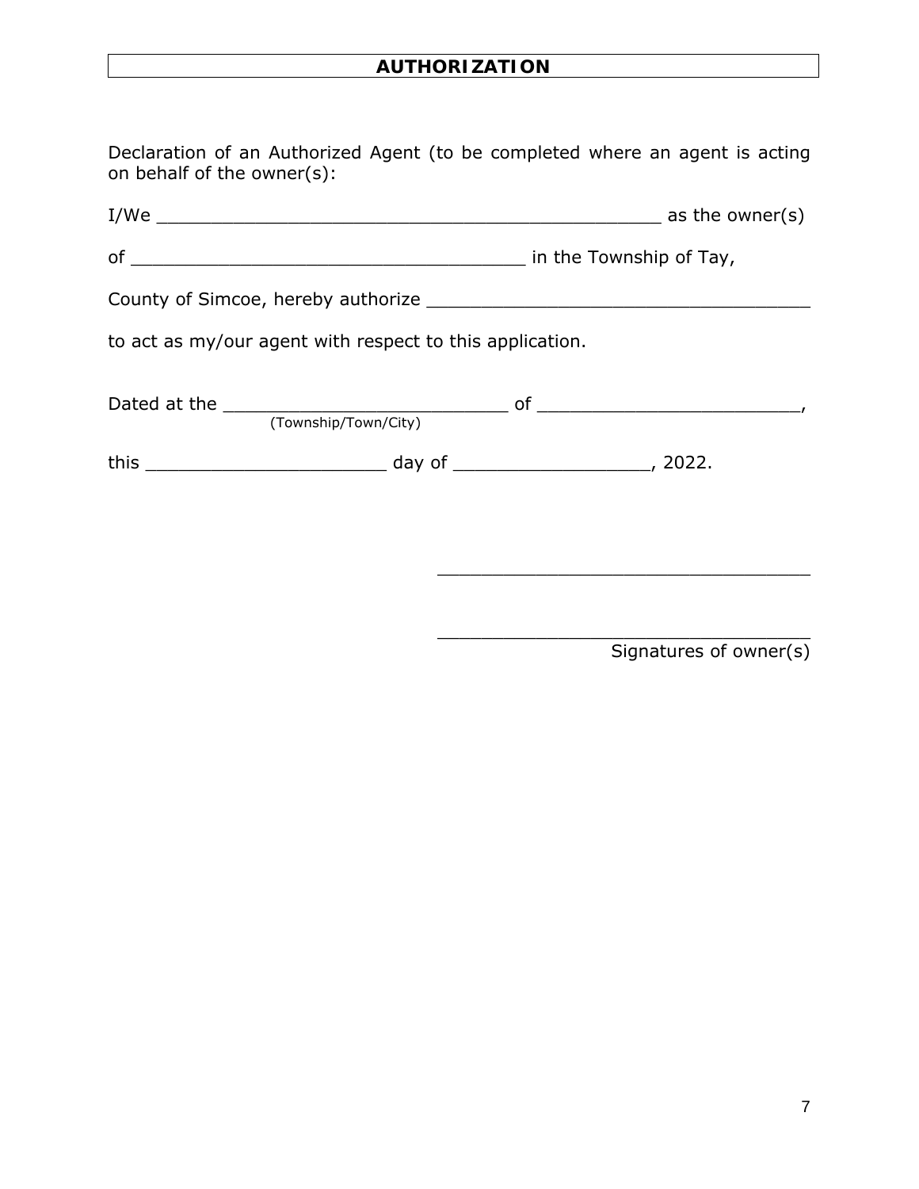## AUTHORIZATION

Declaration of an Authorized Agent (to be completed where an agent is acting on behalf of the owner(s):

I/We ______________________________________________ as the owner(s)

of ____________________________________ in the Township of Tay,

County of Simcoe, hereby authorize ___________________________________

to act as my/our agent with respect to this application.

Dated at the __________________________ of ________________________,
(Township/Town/City)

this _____________________ day of _________________, 2022.

_________________________________

_________________________________
Signatures of owner(s)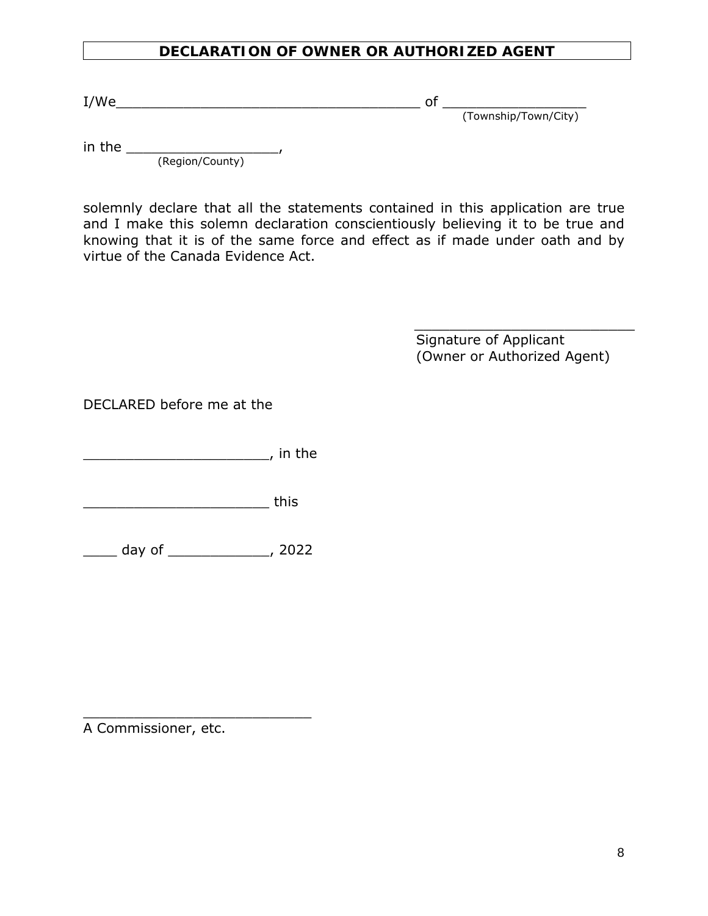**DECLARATION OF OWNER OR AUTHORIZED AGENT**

I/We____________________________________ of _________________
(Township/Town/City)

in the ___________________,
(Region/County)

solemnly declare that all the statements contained in this application are true and I make this solemn declaration conscientiously believing it to be true and knowing that it is of the same force and effect as if made under oath and by virtue of the Canada Evidence Act.

___________________________
Signature of Applicant
(Owner or Authorized Agent)

DECLARED before me at the

______________________, in the

______________________ this

____ day of ____________, 2022

____________________________
A Commissioner, etc.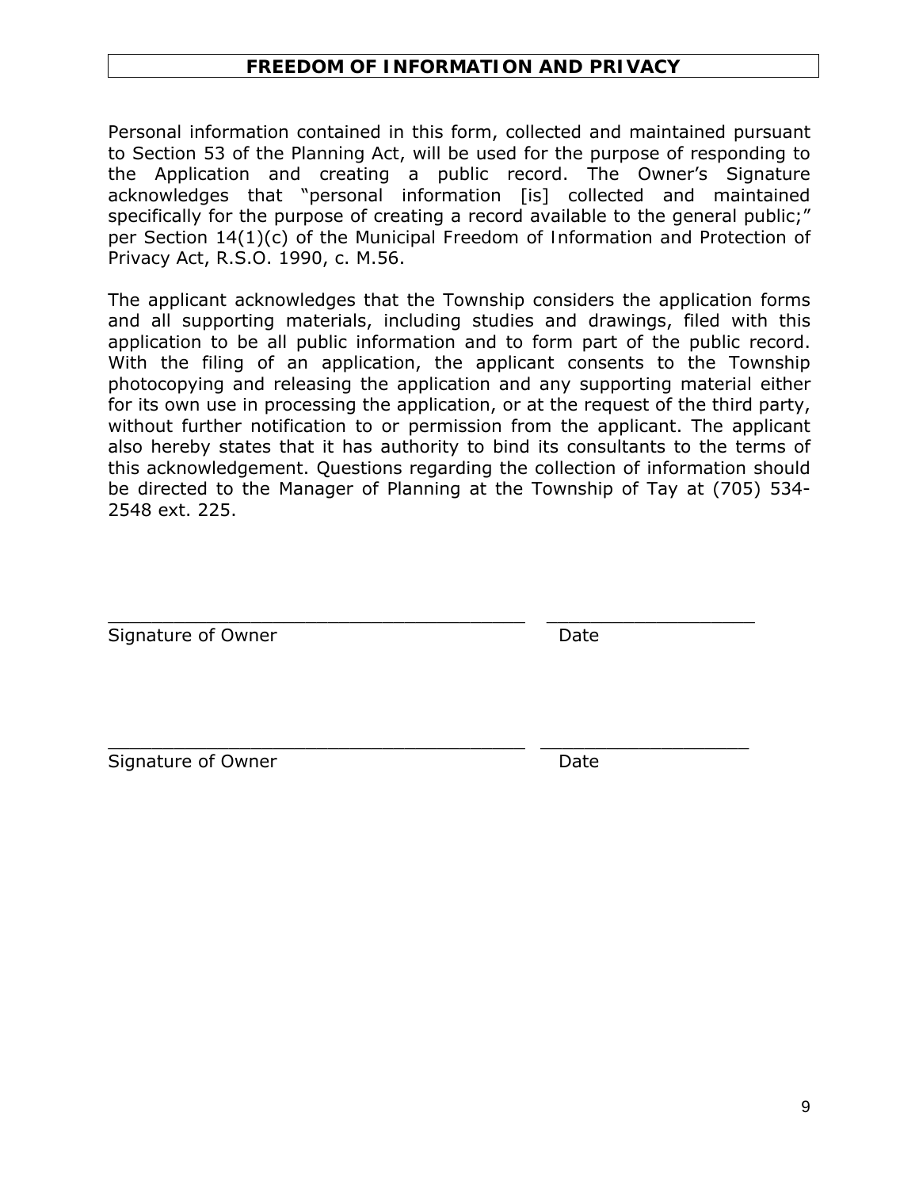## FREEDOM OF INFORMATION AND PRIVACY

Personal information contained in this form, collected and maintained pursuant to Section 53 of the Planning Act, will be used for the purpose of responding to the Application and creating a public record. The Owner's Signature acknowledges that "personal information [is] collected and maintained specifically for the purpose of creating a record available to the general public;" per Section 14(1)(c) of the Municipal Freedom of Information and Protection of Privacy Act, R.S.O. 1990, c. M.56.

The applicant acknowledges that the Township considers the application forms and all supporting materials, including studies and drawings, filed with this application to be all public information and to form part of the public record. With the filing of an application, the applicant consents to the Township photocopying and releasing the application and any supporting material either for its own use in processing the application, or at the request of the third party, without further notification to or permission from the applicant. The applicant also hereby states that it has authority to bind its consultants to the terms of this acknowledgement. Questions regarding the collection of information should be directed to the Manager of Planning at the Township of Tay at (705) 534-2548 ext. 225.

\_\_\_\_\_\_\_\_\_\_\_\_\_\_\_\_\_\_\_\_\_\_\_\_\_\_\_\_\_\_\_\_\_\_\_\_\_\_ \_\_\_\_\_\_\_\_\_\_\_\_\_\_\_\_\_\_\_\_
Signature of Owner Date

\_\_\_\_\_\_\_\_\_\_\_\_\_\_\_\_\_\_\_\_\_\_\_\_\_\_\_\_\_\_\_\_\_\_\_\_\_\_ \_\_\_\_\_\_\_\_\_\_\_\_\_\_\_\_\_\_\_\_
Signature of Owner Date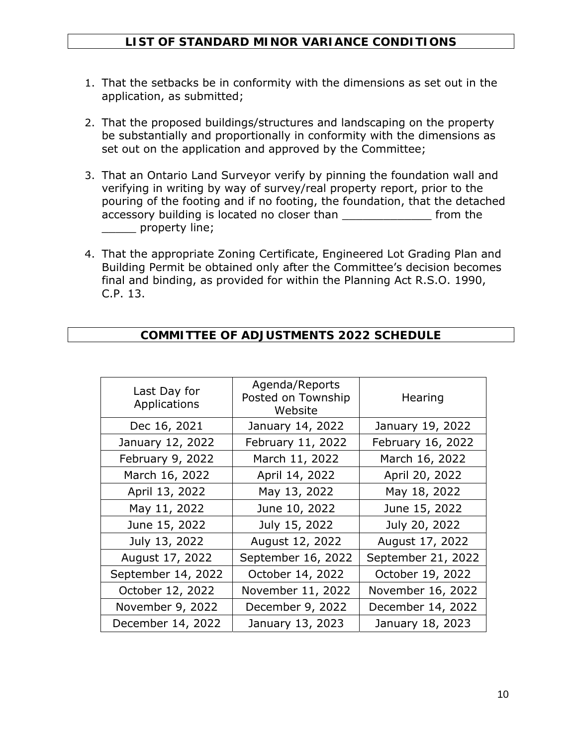## LIST OF STANDARD MINOR VARIANCE CONDITIONS

1. That the setbacks be in conformity with the dimensions as set out in the application, as submitted;

2. That the proposed buildings/structures and landscaping on the property be substantially and proportionally in conformity with the dimensions as set out on the application and approved by the Committee;

3. That an Ontario Land Surveyor verify by pinning the foundation wall and verifying in writing by way of survey/real property report, prior to the pouring of the footing and if no footing, the foundation, that the detached accessory building is located no closer than _____________ from the _____ property line;

4. That the appropriate Zoning Certificate, Engineered Lot Grading Plan and Building Permit be obtained only after the Committee's decision becomes final and binding, as provided for within the Planning Act R.S.O. 1990, C.P. 13.

## COMMITTEE OF ADJUSTMENTS 2022 SCHEDULE

| Last Day for Applications | Agenda/Reports Posted on Township Website | Hearing |
|---|---|---|
| Dec 16, 2021 | January 14, 2022 | January 19, 2022 |
| January 12, 2022 | February 11, 2022 | February 16, 2022 |
| February 9, 2022 | March 11, 2022 | March 16, 2022 |
| March 16, 2022 | April 14, 2022 | April 20, 2022 |
| April 13, 2022 | May 13, 2022 | May 18, 2022 |
| May 11, 2022 | June 10, 2022 | June 15, 2022 |
| June 15, 2022 | July 15, 2022 | July 20, 2022 |
| July 13, 2022 | August 12, 2022 | August 17, 2022 |
| August 17, 2022 | September 16, 2022 | September 21, 2022 |
| September 14, 2022 | October 14, 2022 | October 19, 2022 |
| October 12, 2022 | November 11, 2022 | November 16, 2022 |
| November 9, 2022 | December 9, 2022 | December 14, 2022 |
| December 14, 2022 | January 13, 2023 | January 18, 2023 |